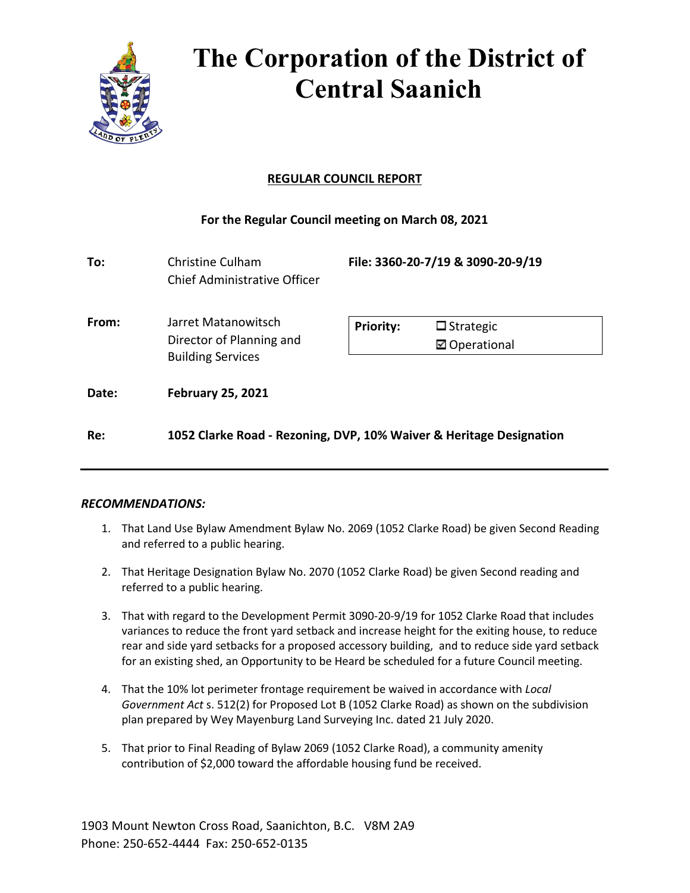# The Corporation of the District of Central Saanich

**REGULAR COUNCIL REPORT**

**For the Regular Council meeting on March 08, 2021**

| | | | |
|---|---|---|---|
| **To:** | Christine Culham<br>Chief Administrative Officer | **File: 3360-20-7/19 & 3090-20-9/19** | |
| **From:** | Jarret Matanowitsch<br>Director of Planning and Building Services | **Priority:** | ☐ Strategic<br>☑ Operational |
| **Date:** | **February 25, 2021** | | |
| **Re:** | **1052 Clarke Road - Rezoning, DVP, 10% Waiver & Heritage Designation** | | |

## *RECOMMENDATIONS:*

1. That Land Use Bylaw Amendment Bylaw No. 2069 (1052 Clarke Road) be given Second Reading and referred to a public hearing.

2. That Heritage Designation Bylaw No. 2070 (1052 Clarke Road) be given Second reading and referred to a public hearing.

3. That with regard to the Development Permit 3090-20-9/19 for 1052 Clarke Road that includes variances to reduce the front yard setback and increase height for the exiting house, to reduce rear and side yard setbacks for a proposed accessory building, and to reduce side yard setback for an existing shed, an Opportunity to be Heard be scheduled for a future Council meeting.

4. That the 10% lot perimeter frontage requirement be waived in accordance with *Local Government Act* s. 512(2) for Proposed Lot B (1052 Clarke Road) as shown on the subdivision plan prepared by Wey Mayenburg Land Surveying Inc. dated 21 July 2020.

5. That prior to Final Reading of Bylaw 2069 (1052 Clarke Road), a community amenity contribution of $2,000 toward the affordable housing fund be received.

1903 Mount Newton Cross Road, Saanichton, B.C. V8M 2A9
Phone: 250-652-4444 Fax: 250-652-0135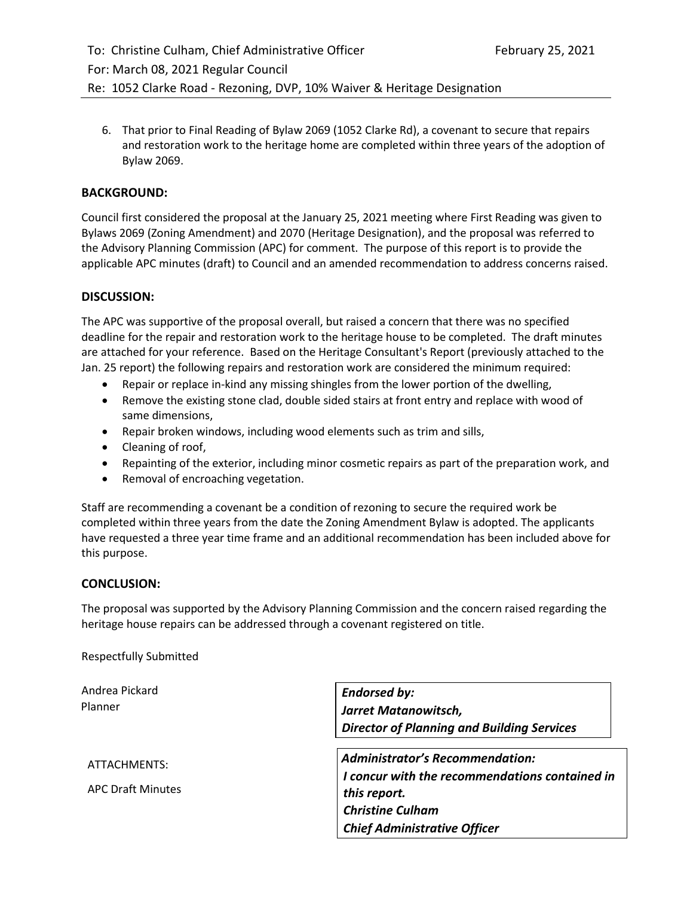6. That prior to Final Reading of Bylaw 2069 (1052 Clarke Rd), a covenant to secure that repairs and restoration work to the heritage home are completed within three years of the adoption of Bylaw 2069.

## BACKGROUND:

Council first considered the proposal at the January 25, 2021 meeting where First Reading was given to Bylaws 2069 (Zoning Amendment) and 2070 (Heritage Designation), and the proposal was referred to the Advisory Planning Commission (APC) for comment. The purpose of this report is to provide the applicable APC minutes (draft) to Council and an amended recommendation to address concerns raised.

## DISCUSSION:

The APC was supportive of the proposal overall, but raised a concern that there was no specified deadline for the repair and restoration work to the heritage house to be completed. The draft minutes are attached for your reference. Based on the Heritage Consultant's Report (previously attached to the Jan. 25 report) the following repairs and restoration work are considered the minimum required:

- Repair or replace in-kind any missing shingles from the lower portion of the dwelling,
- Remove the existing stone clad, double sided stairs at front entry and replace with wood of same dimensions,
- Repair broken windows, including wood elements such as trim and sills,
- Cleaning of roof,
- Repainting of the exterior, including minor cosmetic repairs as part of the preparation work, and
- Removal of encroaching vegetation.

Staff are recommending a covenant be a condition of rezoning to secure the required work be completed within three years from the date the Zoning Amendment Bylaw is adopted. The applicants have requested a three year time frame and an additional recommendation has been included above for this purpose.

## CONCLUSION:

The proposal was supported by the Advisory Planning Commission and the concern raised regarding the heritage house repairs can be addressed through a covenant registered on title.

Respectfully Submitted

Andrea Pickard
Planner

***Endorsed by:***
***Jarret Matanowitsch,***
***Director of Planning and Building Services***

ATTACHMENTS:

APC Draft Minutes

***Administrator's Recommendation:***
***I concur with the recommendations contained in this report.***
***Christine Culham***
***Chief Administrative Officer***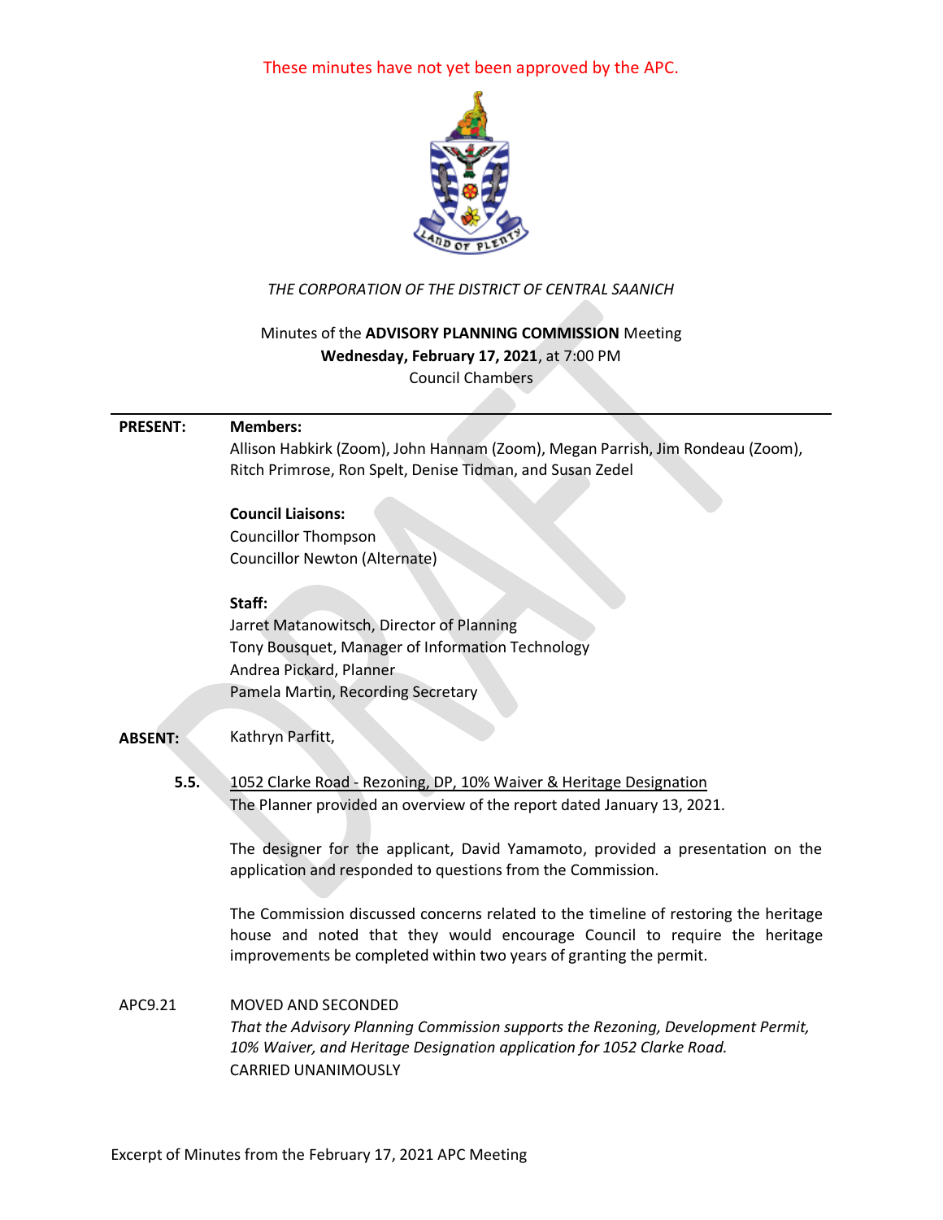These minutes have not yet been approved by the APC.

*THE CORPORATION OF THE DISTRICT OF CENTRAL SAANICH*

Minutes of the **ADVISORY PLANNING COMMISSION** Meeting
**Wednesday, February 17, 2021**, at 7:00 PM
Council Chambers

---

**PRESENT:**

**Members:**
Allison Habkirk (Zoom), John Hannam (Zoom), Megan Parrish, Jim Rondeau (Zoom), Ritch Primrose, Ron Spelt, Denise Tidman, and Susan Zedel

**Council Liaisons:**
Councillor Thompson
Councillor Newton (Alternate)

**Staff:**
Jarret Matanowitsch, Director of Planning
Tony Bousquet, Manager of Information Technology
Andrea Pickard, Planner
Pamela Martin, Recording Secretary

**ABSENT:** Kathryn Parfitt,

**5.5.** 1052 Clarke Road - Rezoning, DP, 10% Waiver & Heritage Designation

The Planner provided an overview of the report dated January 13, 2021.

The designer for the applicant, David Yamamoto, provided a presentation on the application and responded to questions from the Commission.

The Commission discussed concerns related to the timeline of restoring the heritage house and noted that they would encourage Council to require the heritage improvements be completed within two years of granting the permit.

APC9.21 MOVED AND SECONDED

*That the Advisory Planning Commission supports the Rezoning, Development Permit, 10% Waiver, and Heritage Designation application for 1052 Clarke Road.*

CARRIED UNANIMOUSLY

Excerpt of Minutes from the February 17, 2021 APC Meeting